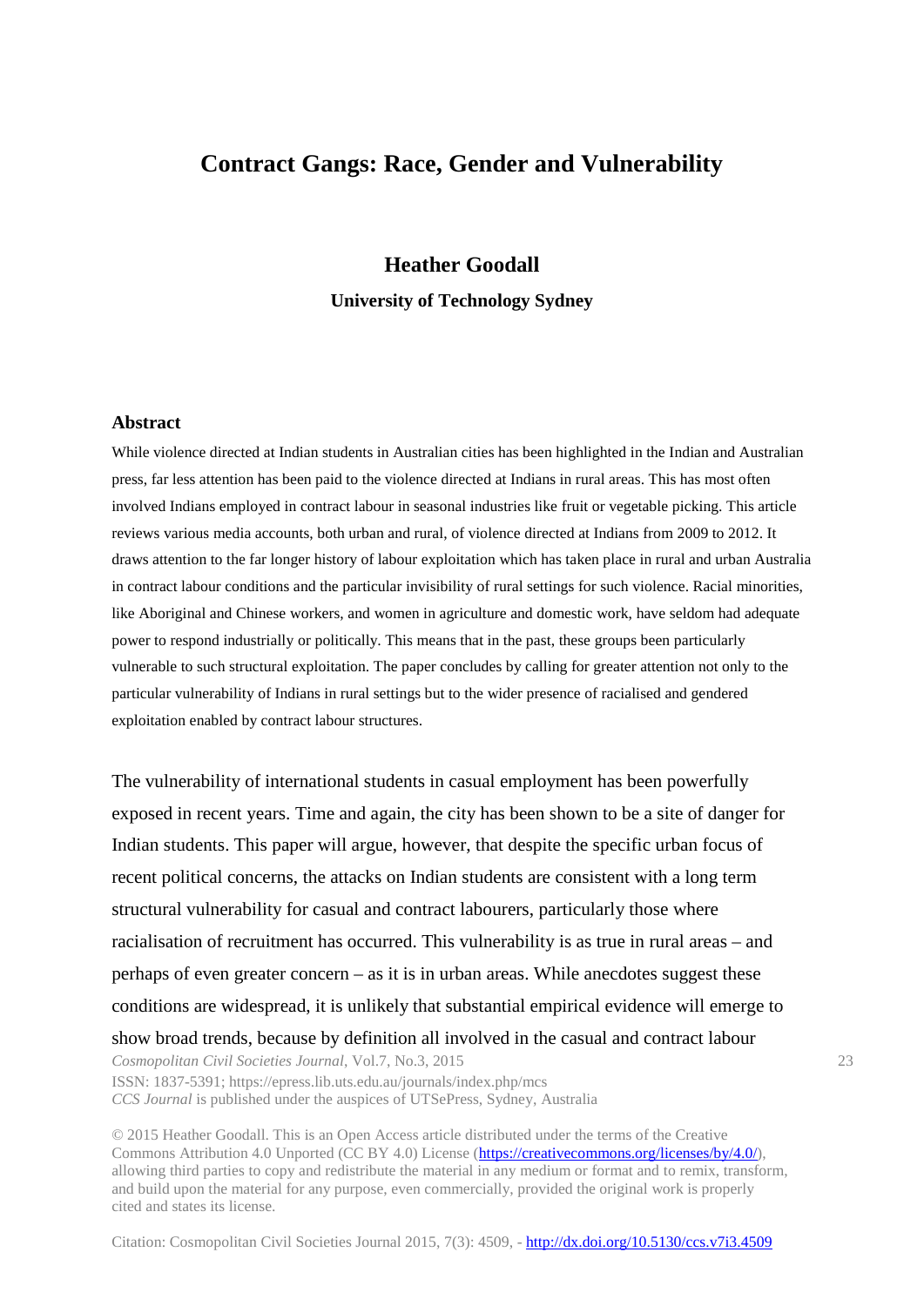# Contract Gangs: Race, Gender and Vulnerability

**Heather Goodall**

**University of Technology Sydney**

## Abstract

While violence directed at Indian students in Australian cities has been highlighted in the Indian and Australian press, far less attention has been paid to the violence directed at Indians in rural areas. This has most often involved Indians employed in contract labour in seasonal industries like fruit or vegetable picking. This article reviews various media accounts, both urban and rural, of violence directed at Indians from 2009 to 2012. It draws attention to the far longer history of labour exploitation which has taken place in rural and urban Australia in contract labour conditions and the particular invisibility of rural settings for such violence. Racial minorities, like Aboriginal and Chinese workers, and women in agriculture and domestic work, have seldom had adequate power to respond industrially or politically. This means that in the past, these groups been particularly vulnerable to such structural exploitation. The paper concludes by calling for greater attention not only to the particular vulnerability of Indians in rural settings but to the wider presence of racialised and gendered exploitation enabled by contract labour structures.

The vulnerability of international students in casual employment has been powerfully exposed in recent years. Time and again, the city has been shown to be a site of danger for Indian students. This paper will argue, however, that despite the specific urban focus of recent political concerns, the attacks on Indian students are consistent with a long term structural vulnerability for casual and contract labourers, particularly those where racialisation of recruitment has occurred. This vulnerability is as true in rural areas – and perhaps of even greater concern – as it is in urban areas. While anecdotes suggest these conditions are widespread, it is unlikely that substantial empirical evidence will emerge to show broad trends, because by definition all involved in the casual and contract labour

© 2015 Heather Goodall. This is an Open Access article distributed under the terms of the Creative Commons Attribution 4.0 Unported (CC BY 4.0) License (https://creativecommons.org/licenses/by/4.0/), allowing third parties to copy and redistribute the material in any medium or format and to remix, transform, and build upon the material for any purpose, even commercially, provided the original work is properly cited and states its license.

Citation: Cosmopolitan Civil Societies Journal 2015, 7(3): 4509, - http://dx.doi.org/10.5130/ccs.v7i3.4509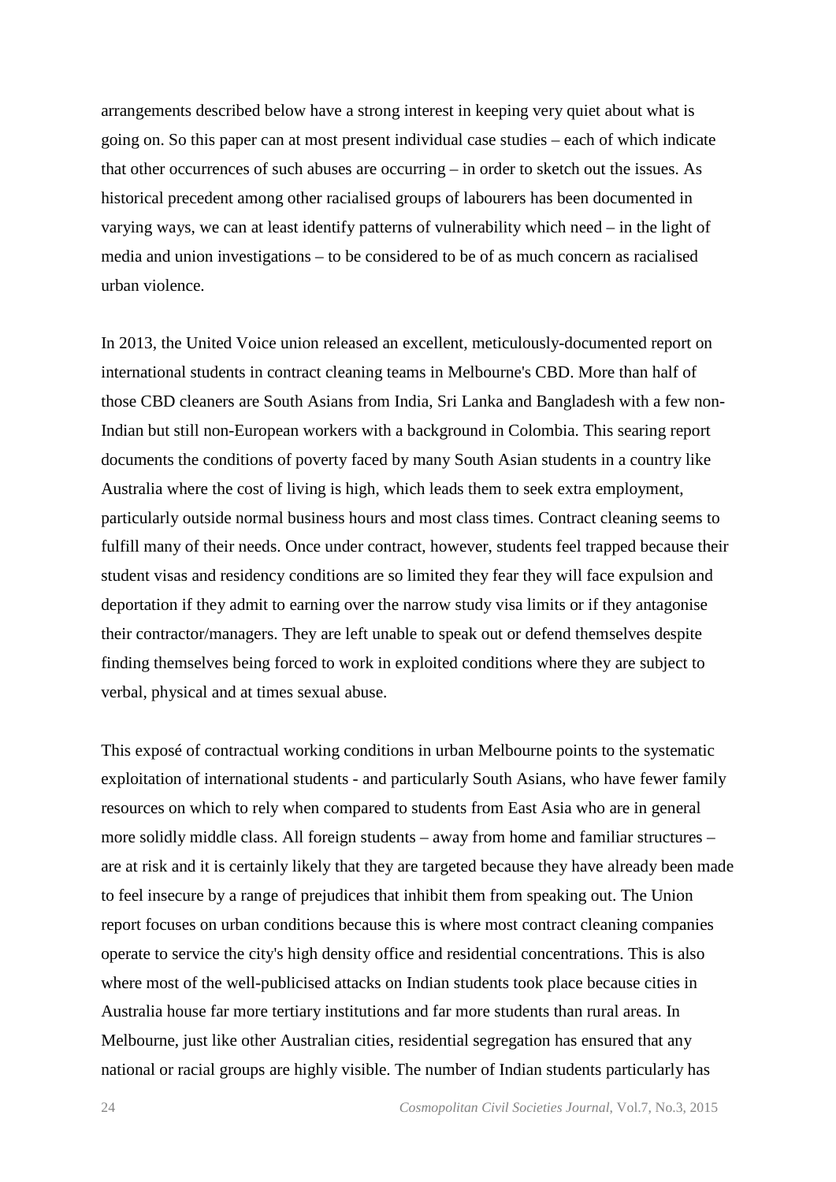arrangements described below have a strong interest in keeping very quiet about what is going on. So this paper can at most present individual case studies – each of which indicate that other occurrences of such abuses are occurring – in order to sketch out the issues. As historical precedent among other racialised groups of labourers has been documented in varying ways, we can at least identify patterns of vulnerability which need – in the light of media and union investigations – to be considered to be of as much concern as racialised urban violence.

In 2013, the United Voice union released an excellent, meticulously-documented report on international students in contract cleaning teams in Melbourne's CBD. More than half of those CBD cleaners are South Asians from India, Sri Lanka and Bangladesh with a few non-Indian but still non-European workers with a background in Colombia. This searing report documents the conditions of poverty faced by many South Asian students in a country like Australia where the cost of living is high, which leads them to seek extra employment, particularly outside normal business hours and most class times. Contract cleaning seems to fulfill many of their needs. Once under contract, however, students feel trapped because their student visas and residency conditions are so limited they fear they will face expulsion and deportation if they admit to earning over the narrow study visa limits or if they antagonise their contractor/managers. They are left unable to speak out or defend themselves despite finding themselves being forced to work in exploited conditions where they are subject to verbal, physical and at times sexual abuse.

This exposé of contractual working conditions in urban Melbourne points to the systematic exploitation of international students - and particularly South Asians, who have fewer family resources on which to rely when compared to students from East Asia who are in general more solidly middle class. All foreign students – away from home and familiar structures – are at risk and it is certainly likely that they are targeted because they have already been made to feel insecure by a range of prejudices that inhibit them from speaking out. The Union report focuses on urban conditions because this is where most contract cleaning companies operate to service the city's high density office and residential concentrations. This is also where most of the well-publicised attacks on Indian students took place because cities in Australia house far more tertiary institutions and far more students than rural areas. In Melbourne, just like other Australian cities, residential segregation has ensured that any national or racial groups are highly visible. The number of Indian students particularly has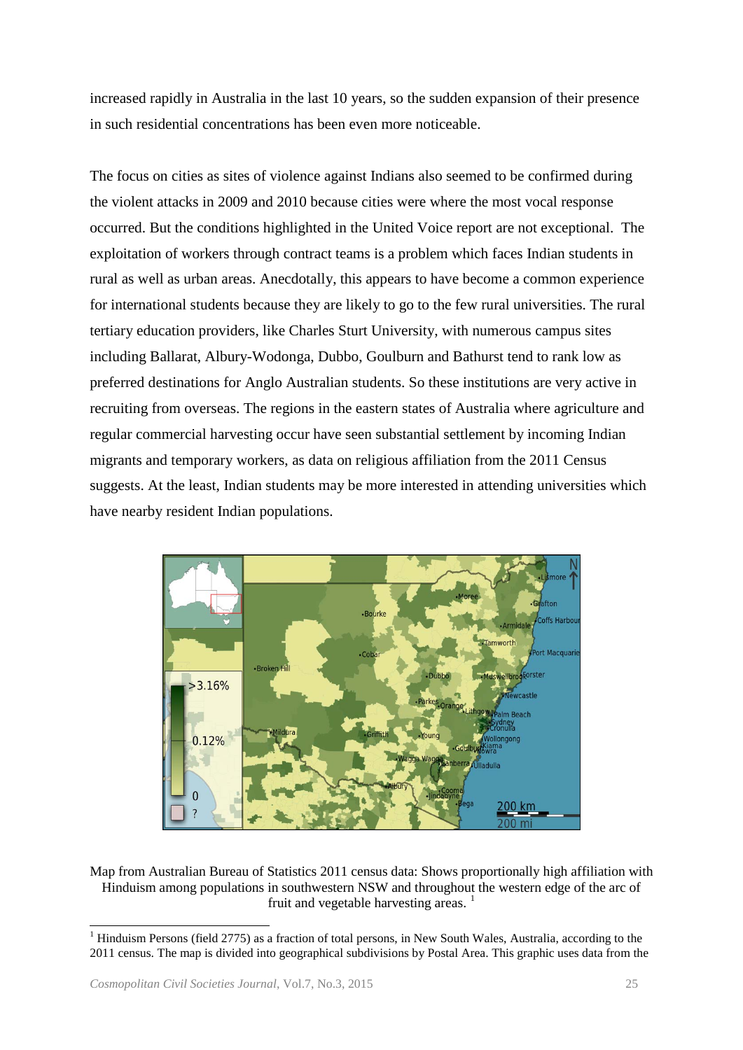increased rapidly in Australia in the last 10 years, so the sudden expansion of their presence in such residential concentrations has been even more noticeable.

The focus on cities as sites of violence against Indians also seemed to be confirmed during the violent attacks in 2009 and 2010 because cities were where the most vocal response occurred. But the conditions highlighted in the United Voice report are not exceptional. The exploitation of workers through contract teams is a problem which faces Indian students in rural as well as urban areas. Anecdotally, this appears to have become a common experience for international students because they are likely to go to the few rural universities. The rural tertiary education providers, like Charles Sturt University, with numerous campus sites including Ballarat, Albury-Wodonga, Dubbo, Goulburn and Bathurst tend to rank low as preferred destinations for Anglo Australian students. So these institutions are very active in recruiting from overseas. The regions in the eastern states of Australia where agriculture and regular commercial harvesting occur have seen substantial settlement by incoming Indian migrants and temporary workers, as data on religious affiliation from the 2011 Census suggests. At the least, Indian students may be more interested in attending universities which have nearby resident Indian populations.

Map from Australian Bureau of Statistics 2011 census data: Shows proportionally high affiliation with Hinduism among populations in southwestern NSW and throughout the western edge of the arc of fruit and vegetable harvesting areas. [1]

[1] Hinduism Persons (field 2775) as a fraction of total persons, in New South Wales, Australia, according to the 2011 census. The map is divided into geographical subdivisions by Postal Area. This graphic uses data from the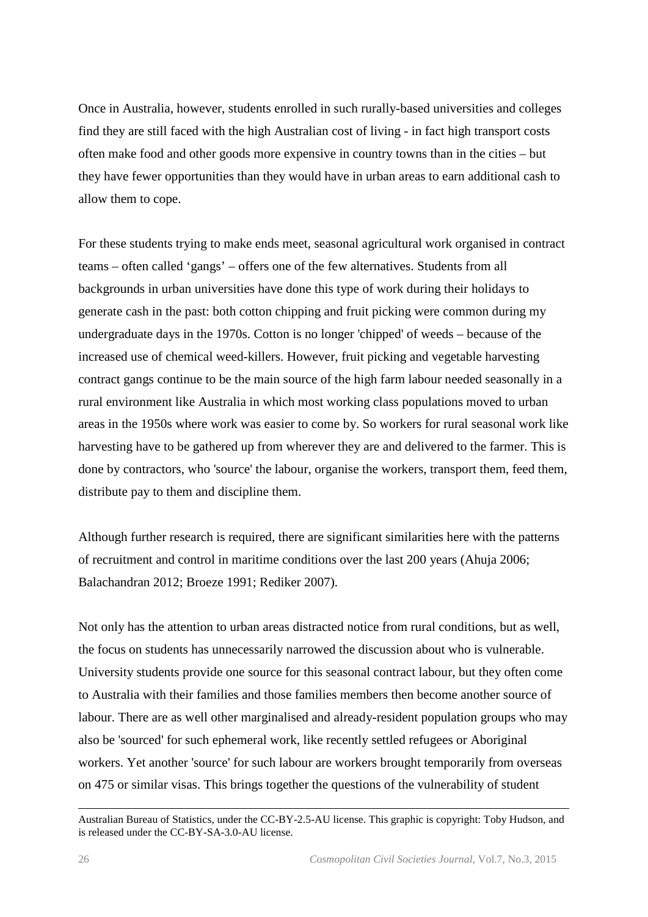Once in Australia, however, students enrolled in such rurally-based universities and colleges find they are still faced with the high Australian cost of living - in fact high transport costs often make food and other goods more expensive in country towns than in the cities – but they have fewer opportunities than they would have in urban areas to earn additional cash to allow them to cope.

For these students trying to make ends meet, seasonal agricultural work organised in contract teams – often called 'gangs' – offers one of the few alternatives. Students from all backgrounds in urban universities have done this type of work during their holidays to generate cash in the past: both cotton chipping and fruit picking were common during my undergraduate days in the 1970s. Cotton is no longer 'chipped' of weeds – because of the increased use of chemical weed-killers. However, fruit picking and vegetable harvesting contract gangs continue to be the main source of the high farm labour needed seasonally in a rural environment like Australia in which most working class populations moved to urban areas in the 1950s where work was easier to come by. So workers for rural seasonal work like harvesting have to be gathered up from wherever they are and delivered to the farmer. This is done by contractors, who 'source' the labour, organise the workers, transport them, feed them, distribute pay to them and discipline them.

Although further research is required, there are significant similarities here with the patterns of recruitment and control in maritime conditions over the last 200 years (Ahuja 2006; Balachandran 2012; Broeze 1991; Rediker 2007).

Not only has the attention to urban areas distracted notice from rural conditions, but as well, the focus on students has unnecessarily narrowed the discussion about who is vulnerable. University students provide one source for this seasonal contract labour, but they often come to Australia with their families and those families members then become another source of labour. There are as well other marginalised and already-resident population groups who may also be 'sourced' for such ephemeral work, like recently settled refugees or Aboriginal workers. Yet another 'source' for such labour are workers brought temporarily from overseas on 475 or similar visas. This brings together the questions of the vulnerability of student

Australian Bureau of Statistics, under the CC-BY-2.5-AU license. This graphic is copyright: Toby Hudson, and is released under the CC-BY-SA-3.0-AU license.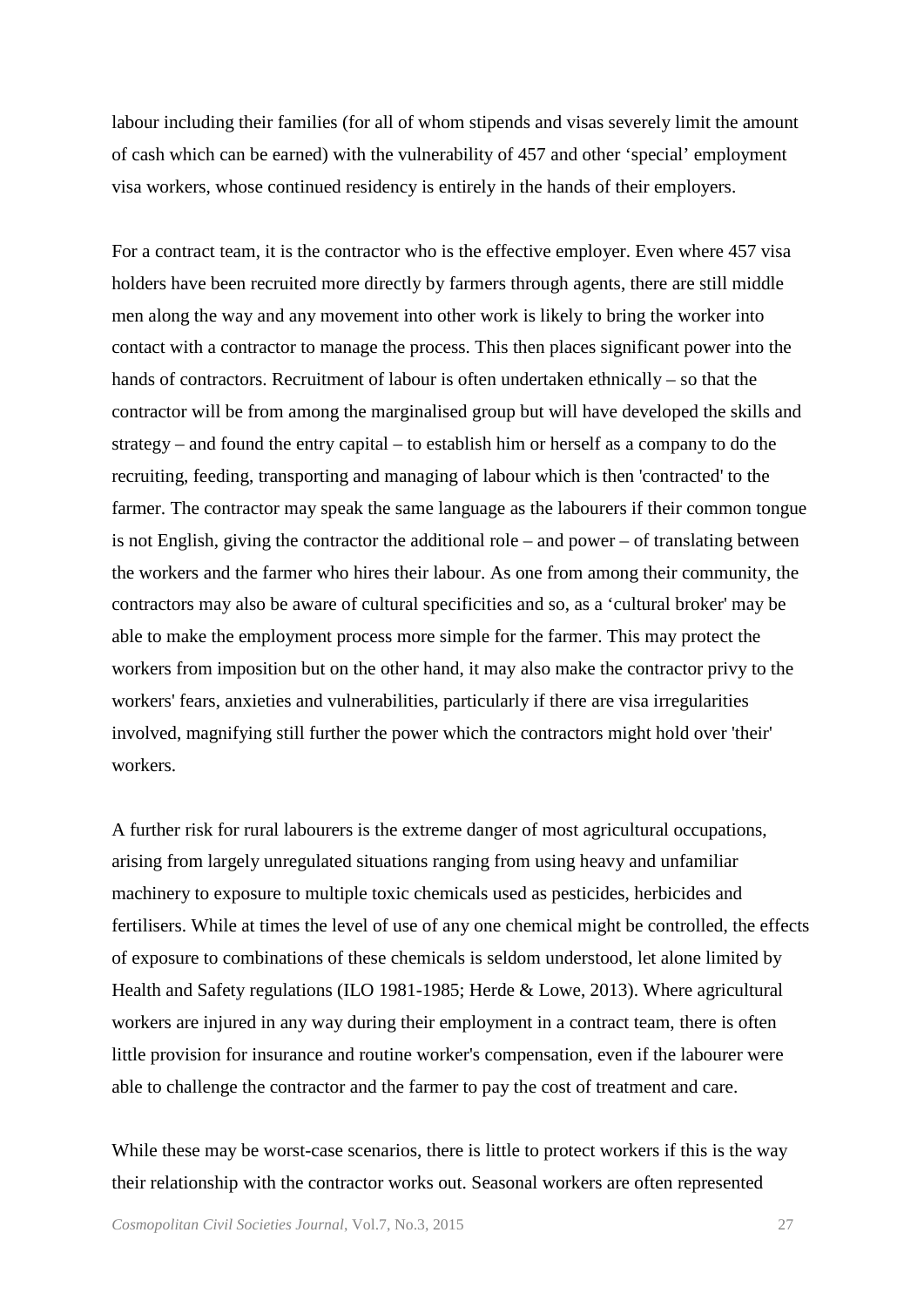labour including their families (for all of whom stipends and visas severely limit the amount of cash which can be earned) with the vulnerability of 457 and other 'special' employment visa workers, whose continued residency is entirely in the hands of their employers.

For a contract team, it is the contractor who is the effective employer. Even where 457 visa holders have been recruited more directly by farmers through agents, there are still middle men along the way and any movement into other work is likely to bring the worker into contact with a contractor to manage the process. This then places significant power into the hands of contractors. Recruitment of labour is often undertaken ethnically – so that the contractor will be from among the marginalised group but will have developed the skills and strategy – and found the entry capital – to establish him or herself as a company to do the recruiting, feeding, transporting and managing of labour which is then 'contracted' to the farmer. The contractor may speak the same language as the labourers if their common tongue is not English, giving the contractor the additional role – and power – of translating between the workers and the farmer who hires their labour. As one from among their community, the contractors may also be aware of cultural specificities and so, as a 'cultural broker' may be able to make the employment process more simple for the farmer. This may protect the workers from imposition but on the other hand, it may also make the contractor privy to the workers' fears, anxieties and vulnerabilities, particularly if there are visa irregularities involved, magnifying still further the power which the contractors might hold over 'their' workers.

A further risk for rural labourers is the extreme danger of most agricultural occupations, arising from largely unregulated situations ranging from using heavy and unfamiliar machinery to exposure to multiple toxic chemicals used as pesticides, herbicides and fertilisers. While at times the level of use of any one chemical might be controlled, the effects of exposure to combinations of these chemicals is seldom understood, let alone limited by Health and Safety regulations (ILO 1981-1985; Herde & Lowe, 2013). Where agricultural workers are injured in any way during their employment in a contract team, there is often little provision for insurance and routine worker's compensation, even if the labourer were able to challenge the contractor and the farmer to pay the cost of treatment and care.

While these may be worst-case scenarios, there is little to protect workers if this is the way their relationship with the contractor works out. Seasonal workers are often represented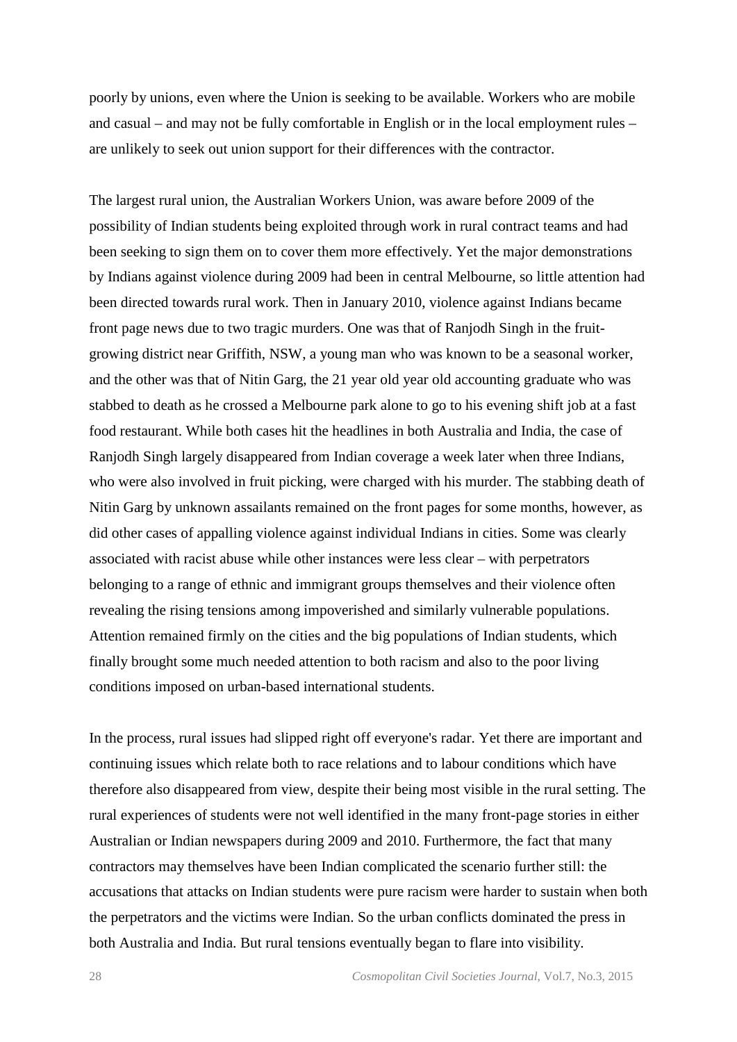poorly by unions, even where the Union is seeking to be available. Workers who are mobile and casual – and may not be fully comfortable in English or in the local employment rules – are unlikely to seek out union support for their differences with the contractor.

The largest rural union, the Australian Workers Union, was aware before 2009 of the possibility of Indian students being exploited through work in rural contract teams and had been seeking to sign them on to cover them more effectively. Yet the major demonstrations by Indians against violence during 2009 had been in central Melbourne, so little attention had been directed towards rural work. Then in January 2010, violence against Indians became front page news due to two tragic murders. One was that of Ranjodh Singh in the fruit-growing district near Griffith, NSW, a young man who was known to be a seasonal worker, and the other was that of Nitin Garg, the 21 year old year old accounting graduate who was stabbed to death as he crossed a Melbourne park alone to go to his evening shift job at a fast food restaurant. While both cases hit the headlines in both Australia and India, the case of Ranjodh Singh largely disappeared from Indian coverage a week later when three Indians, who were also involved in fruit picking, were charged with his murder. The stabbing death of Nitin Garg by unknown assailants remained on the front pages for some months, however, as did other cases of appalling violence against individual Indians in cities. Some was clearly associated with racist abuse while other instances were less clear – with perpetrators belonging to a range of ethnic and immigrant groups themselves and their violence often revealing the rising tensions among impoverished and similarly vulnerable populations. Attention remained firmly on the cities and the big populations of Indian students, which finally brought some much needed attention to both racism and also to the poor living conditions imposed on urban-based international students.

In the process, rural issues had slipped right off everyone's radar. Yet there are important and continuing issues which relate both to race relations and to labour conditions which have therefore also disappeared from view, despite their being most visible in the rural setting. The rural experiences of students were not well identified in the many front-page stories in either Australian or Indian newspapers during 2009 and 2010. Furthermore, the fact that many contractors may themselves have been Indian complicated the scenario further still: the accusations that attacks on Indian students were pure racism were harder to sustain when both the perpetrators and the victims were Indian. So the urban conflicts dominated the press in both Australia and India. But rural tensions eventually began to flare into visibility.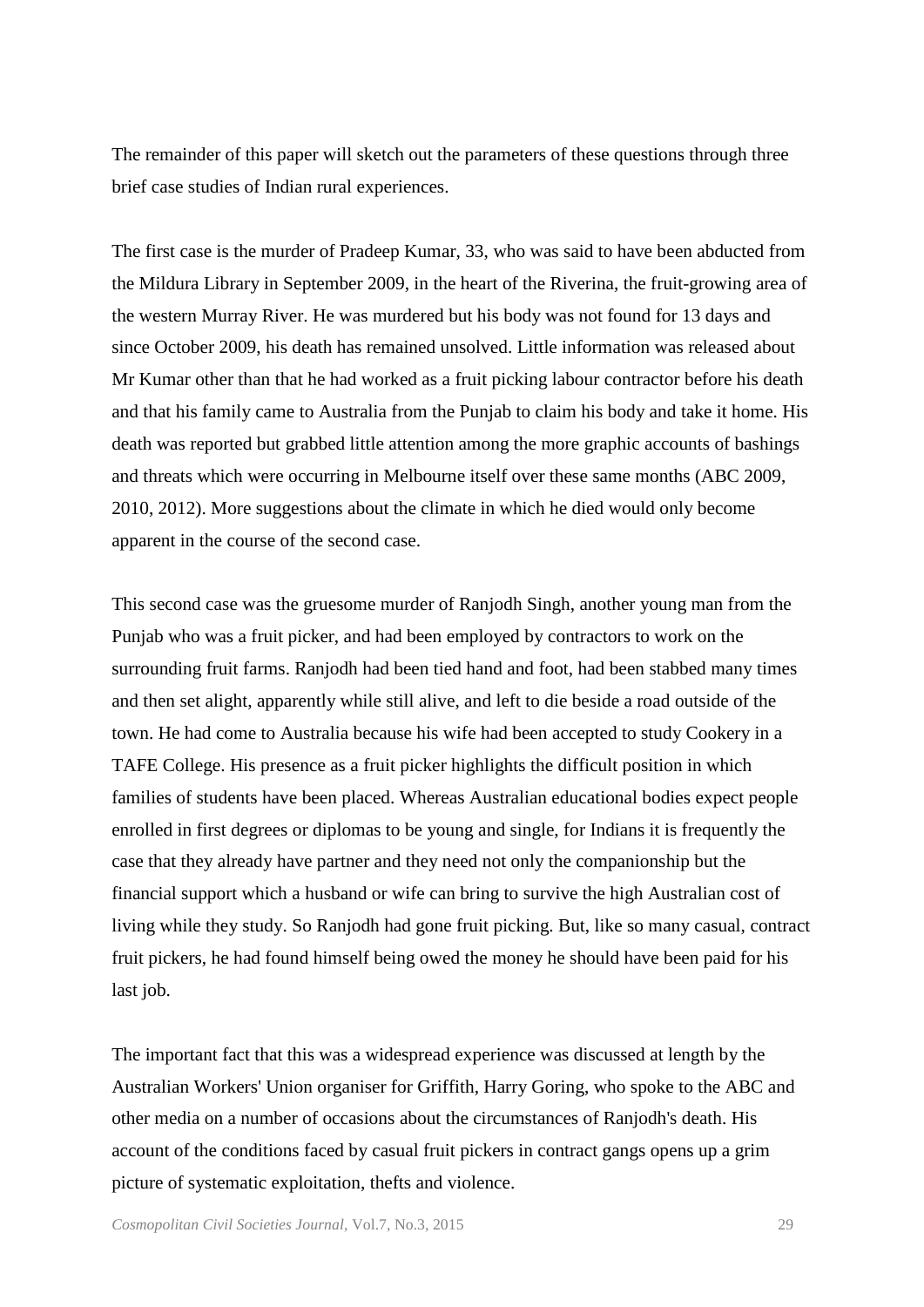The remainder of this paper will sketch out the parameters of these questions through three brief case studies of Indian rural experiences.

The first case is the murder of Pradeep Kumar, 33, who was said to have been abducted from the Mildura Library in September 2009, in the heart of the Riverina, the fruit-growing area of the western Murray River. He was murdered but his body was not found for 13 days and since October 2009, his death has remained unsolved. Little information was released about Mr Kumar other than that he had worked as a fruit picking labour contractor before his death and that his family came to Australia from the Punjab to claim his body and take it home. His death was reported but grabbed little attention among the more graphic accounts of bashings and threats which were occurring in Melbourne itself over these same months (ABC 2009, 2010, 2012). More suggestions about the climate in which he died would only become apparent in the course of the second case.

This second case was the gruesome murder of Ranjodh Singh, another young man from the Punjab who was a fruit picker, and had been employed by contractors to work on the surrounding fruit farms. Ranjodh had been tied hand and foot, had been stabbed many times and then set alight, apparently while still alive, and left to die beside a road outside of the town. He had come to Australia because his wife had been accepted to study Cookery in a TAFE College. His presence as a fruit picker highlights the difficult position in which families of students have been placed. Whereas Australian educational bodies expect people enrolled in first degrees or diplomas to be young and single, for Indians it is frequently the case that they already have partner and they need not only the companionship but the financial support which a husband or wife can bring to survive the high Australian cost of living while they study. So Ranjodh had gone fruit picking. But, like so many casual, contract fruit pickers, he had found himself being owed the money he should have been paid for his last job.

The important fact that this was a widespread experience was discussed at length by the Australian Workers' Union organiser for Griffith, Harry Goring, who spoke to the ABC and other media on a number of occasions about the circumstances of Ranjodh's death. His account of the conditions faced by casual fruit pickers in contract gangs opens up a grim picture of systematic exploitation, thefts and violence.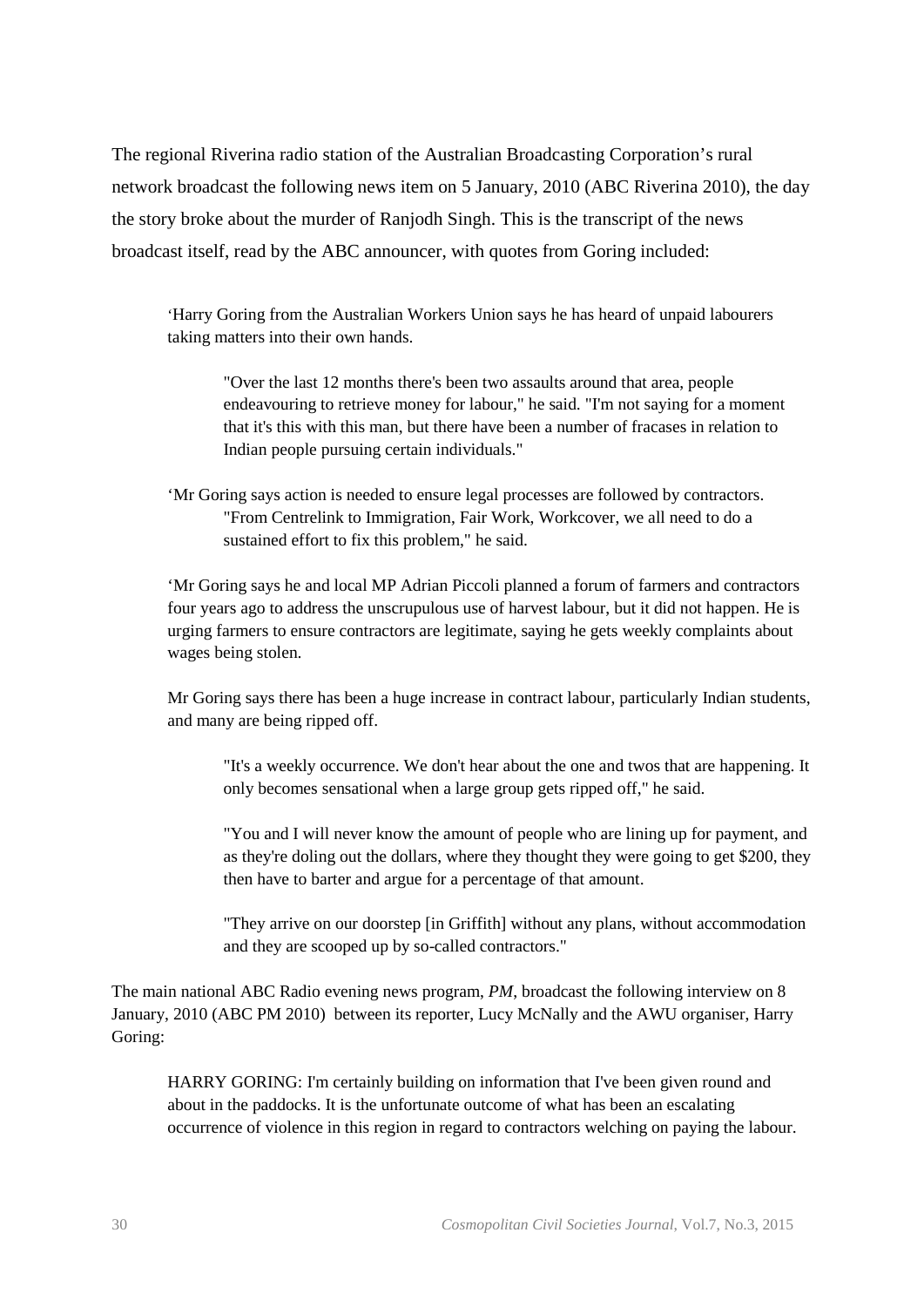The regional Riverina radio station of the Australian Broadcasting Corporation's rural network broadcast the following news item on 5 January, 2010 (ABC Riverina 2010), the day the story broke about the murder of Ranjodh Singh. This is the transcript of the news broadcast itself, read by the ABC announcer, with quotes from Goring included:

> 'Harry Goring from the Australian Workers Union says he has heard of unpaid labourers taking matters into their own hands.
>
> > "Over the last 12 months there's been two assaults around that area, people endeavouring to retrieve money for labour," he said. "I'm not saying for a moment that it's this with this man, but there have been a number of fracases in relation to Indian people pursuing certain individuals."
>
> 'Mr Goring says action is needed to ensure legal processes are followed by contractors.
>
> > "From Centrelink to Immigration, Fair Work, Workcover, we all need to do a sustained effort to fix this problem," he said.
>
> 'Mr Goring says he and local MP Adrian Piccoli planned a forum of farmers and contractors four years ago to address the unscrupulous use of harvest labour, but it did not happen. He is urging farmers to ensure contractors are legitimate, saying he gets weekly complaints about wages being stolen.
>
> Mr Goring says there has been a huge increase in contract labour, particularly Indian students, and many are being ripped off.
>
> > "It's a weekly occurrence. We don't hear about the one and twos that are happening. It only becomes sensational when a large group gets ripped off," he said.
> >
> > "You and I will never know the amount of people who are lining up for payment, and as they're doling out the dollars, where they thought they were going to get $200, they then have to barter and argue for a percentage of that amount.
> >
> > "They arrive on our doorstep [in Griffith] without any plans, without accommodation and they are scooped up by so-called contractors."

The main national ABC Radio evening news program, *PM*, broadcast the following interview on 8 January, 2010 (ABC PM 2010) between its reporter, Lucy McNally and the AWU organiser, Harry Goring:

> HARRY GORING: I'm certainly building on information that I've been given round and about in the paddocks. It is the unfortunate outcome of what has been an escalating occurrence of violence in this region in regard to contractors welching on paying the labour.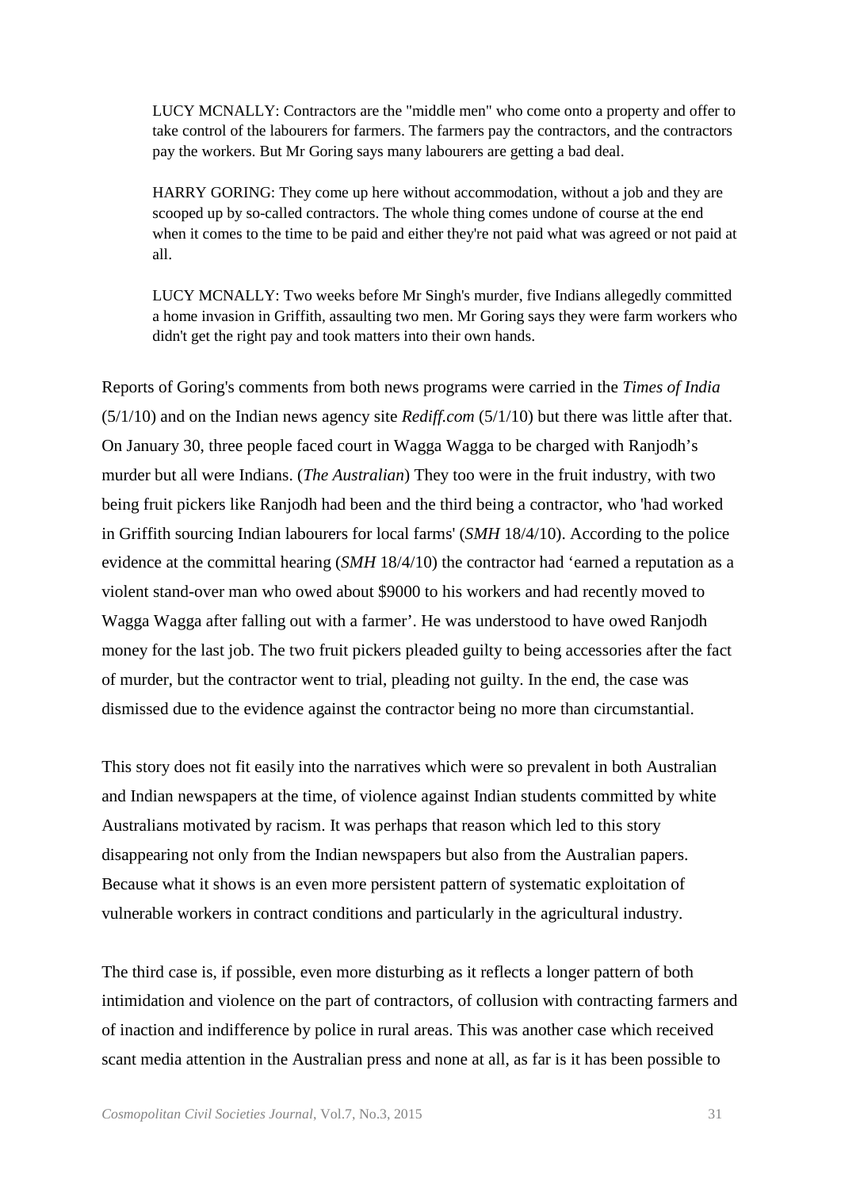> LUCY MCNALLY: Contractors are the "middle men" who come onto a property and offer to take control of the labourers for farmers. The farmers pay the contractors, and the contractors pay the workers. But Mr Goring says many labourers are getting a bad deal.
>
> HARRY GORING: They come up here without accommodation, without a job and they are scooped up by so-called contractors. The whole thing comes undone of course at the end when it comes to the time to be paid and either they're not paid what was agreed or not paid at all.
>
> LUCY MCNALLY: Two weeks before Mr Singh's murder, five Indians allegedly committed a home invasion in Griffith, assaulting two men. Mr Goring says they were farm workers who didn't get the right pay and took matters into their own hands.

Reports of Goring's comments from both news programs were carried in the *Times of India* (5/1/10) and on the Indian news agency site *Rediff.com* (5/1/10) but there was little after that. On January 30, three people faced court in Wagga Wagga to be charged with Ranjodh's murder but all were Indians. (*The Australian*) They too were in the fruit industry, with two being fruit pickers like Ranjodh had been and the third being a contractor, who 'had worked in Griffith sourcing Indian labourers for local farms' (*SMH* 18/4/10). According to the police evidence at the committal hearing (*SMH* 18/4/10) the contractor had 'earned a reputation as a violent stand-over man who owed about $9000 to his workers and had recently moved to Wagga Wagga after falling out with a farmer'. He was understood to have owed Ranjodh money for the last job. The two fruit pickers pleaded guilty to being accessories after the fact of murder, but the contractor went to trial, pleading not guilty. In the end, the case was dismissed due to the evidence against the contractor being no more than circumstantial.

This story does not fit easily into the narratives which were so prevalent in both Australian and Indian newspapers at the time, of violence against Indian students committed by white Australians motivated by racism. It was perhaps that reason which led to this story disappearing not only from the Indian newspapers but also from the Australian papers. Because what it shows is an even more persistent pattern of systematic exploitation of vulnerable workers in contract conditions and particularly in the agricultural industry.

The third case is, if possible, even more disturbing as it reflects a longer pattern of both intimidation and violence on the part of contractors, of collusion with contracting farmers and of inaction and indifference by police in rural areas. This was another case which received scant media attention in the Australian press and none at all, as far is it has been possible to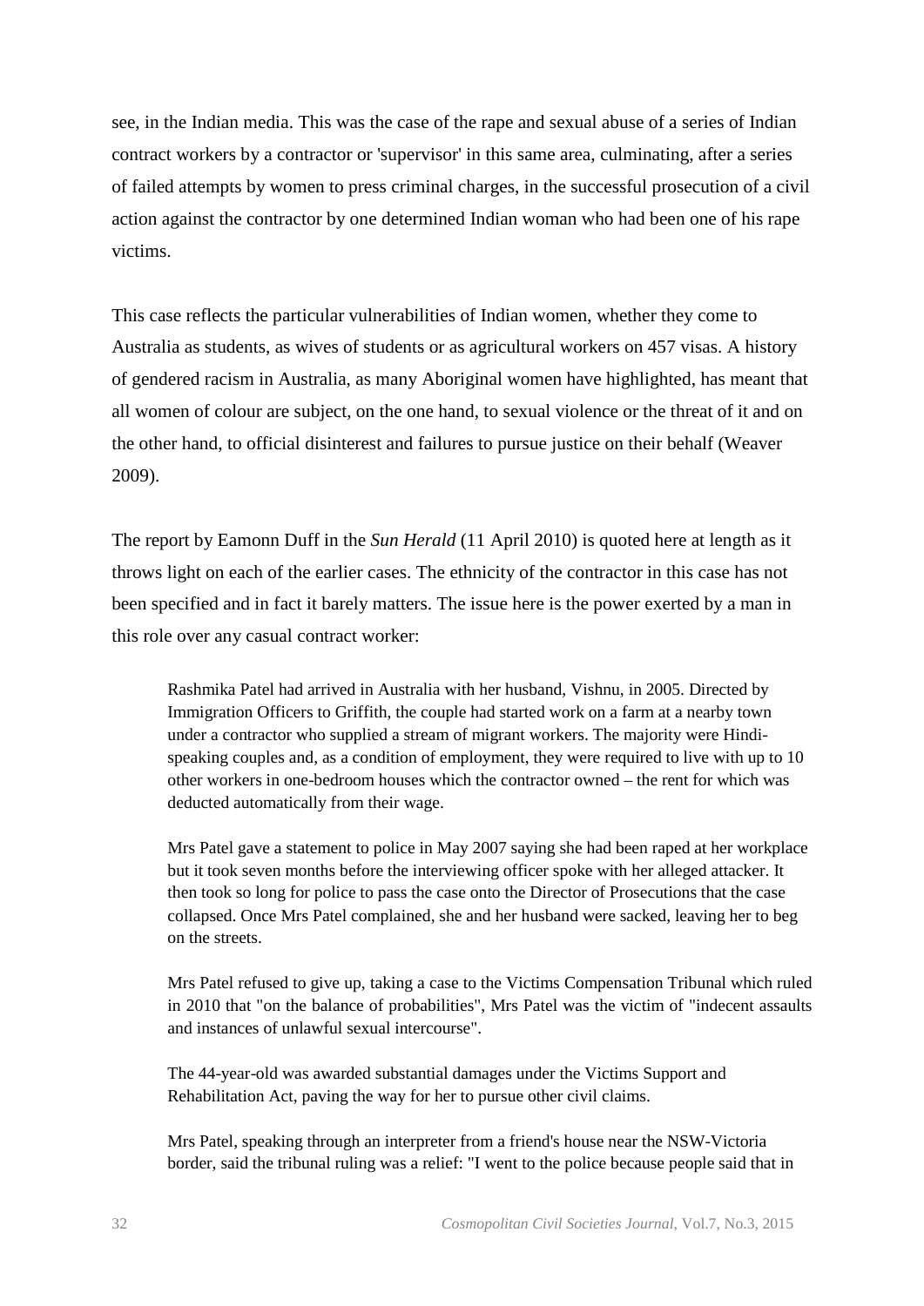see, in the Indian media. This was the case of the rape and sexual abuse of a series of Indian contract workers by a contractor or 'supervisor' in this same area, culminating, after a series of failed attempts by women to press criminal charges, in the successful prosecution of a civil action against the contractor by one determined Indian woman who had been one of his rape victims.

This case reflects the particular vulnerabilities of Indian women, whether they come to Australia as students, as wives of students or as agricultural workers on 457 visas. A history of gendered racism in Australia, as many Aboriginal women have highlighted, has meant that all women of colour are subject, on the one hand, to sexual violence or the threat of it and on the other hand, to official disinterest and failures to pursue justice on their behalf (Weaver 2009).

The report by Eamonn Duff in the *Sun Herald* (11 April 2010) is quoted here at length as it throws light on each of the earlier cases. The ethnicity of the contractor in this case has not been specified and in fact it barely matters. The issue here is the power exerted by a man in this role over any casual contract worker:

> Rashmika Patel had arrived in Australia with her husband, Vishnu, in 2005. Directed by Immigration Officers to Griffith, the couple had started work on a farm at a nearby town under a contractor who supplied a stream of migrant workers. The majority were Hindi-speaking couples and, as a condition of employment, they were required to live with up to 10 other workers in one-bedroom houses which the contractor owned – the rent for which was deducted automatically from their wage.
>
> Mrs Patel gave a statement to police in May 2007 saying she had been raped at her workplace but it took seven months before the interviewing officer spoke with her alleged attacker. It then took so long for police to pass the case onto the Director of Prosecutions that the case collapsed. Once Mrs Patel complained, she and her husband were sacked, leaving her to beg on the streets.
>
> Mrs Patel refused to give up, taking a case to the Victims Compensation Tribunal which ruled in 2010 that "on the balance of probabilities", Mrs Patel was the victim of "indecent assaults and instances of unlawful sexual intercourse".
>
> The 44-year-old was awarded substantial damages under the Victims Support and Rehabilitation Act, paving the way for her to pursue other civil claims.
>
> Mrs Patel, speaking through an interpreter from a friend's house near the NSW-Victoria border, said the tribunal ruling was a relief: "I went to the police because people said that in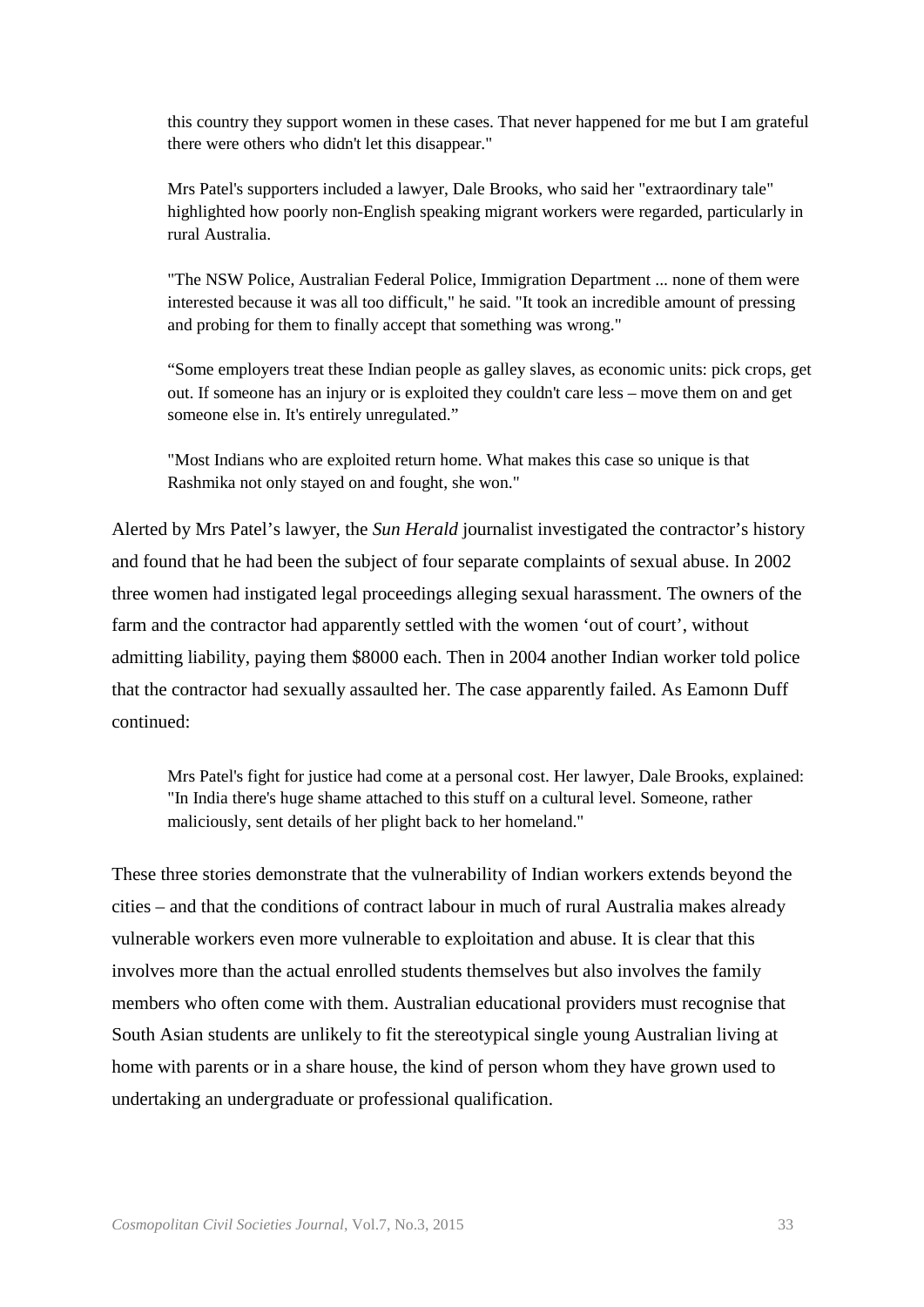> this country they support women in these cases. That never happened for me but I am grateful there were others who didn't let this disappear."
>
> Mrs Patel's supporters included a lawyer, Dale Brooks, who said her "extraordinary tale" highlighted how poorly non-English speaking migrant workers were regarded, particularly in rural Australia.
>
> "The NSW Police, Australian Federal Police, Immigration Department ... none of them were interested because it was all too difficult," he said. "It took an incredible amount of pressing and probing for them to finally accept that something was wrong."
>
> "Some employers treat these Indian people as galley slaves, as economic units: pick crops, get out. If someone has an injury or is exploited they couldn't care less – move them on and get someone else in. It's entirely unregulated."
>
> "Most Indians who are exploited return home. What makes this case so unique is that Rashmika not only stayed on and fought, she won."

Alerted by Mrs Patel's lawyer, the *Sun Herald* journalist investigated the contractor's history and found that he had been the subject of four separate complaints of sexual abuse. In 2002 three women had instigated legal proceedings alleging sexual harassment. The owners of the farm and the contractor had apparently settled with the women 'out of court', without admitting liability, paying them $8000 each. Then in 2004 another Indian worker told police that the contractor had sexually assaulted her. The case apparently failed. As Eamonn Duff continued:

> Mrs Patel's fight for justice had come at a personal cost. Her lawyer, Dale Brooks, explained: "In India there's huge shame attached to this stuff on a cultural level. Someone, rather maliciously, sent details of her plight back to her homeland."

These three stories demonstrate that the vulnerability of Indian workers extends beyond the cities – and that the conditions of contract labour in much of rural Australia makes already vulnerable workers even more vulnerable to exploitation and abuse. It is clear that this involves more than the actual enrolled students themselves but also involves the family members who often come with them. Australian educational providers must recognise that South Asian students are unlikely to fit the stereotypical single young Australian living at home with parents or in a share house, the kind of person whom they have grown used to undertaking an undergraduate or professional qualification.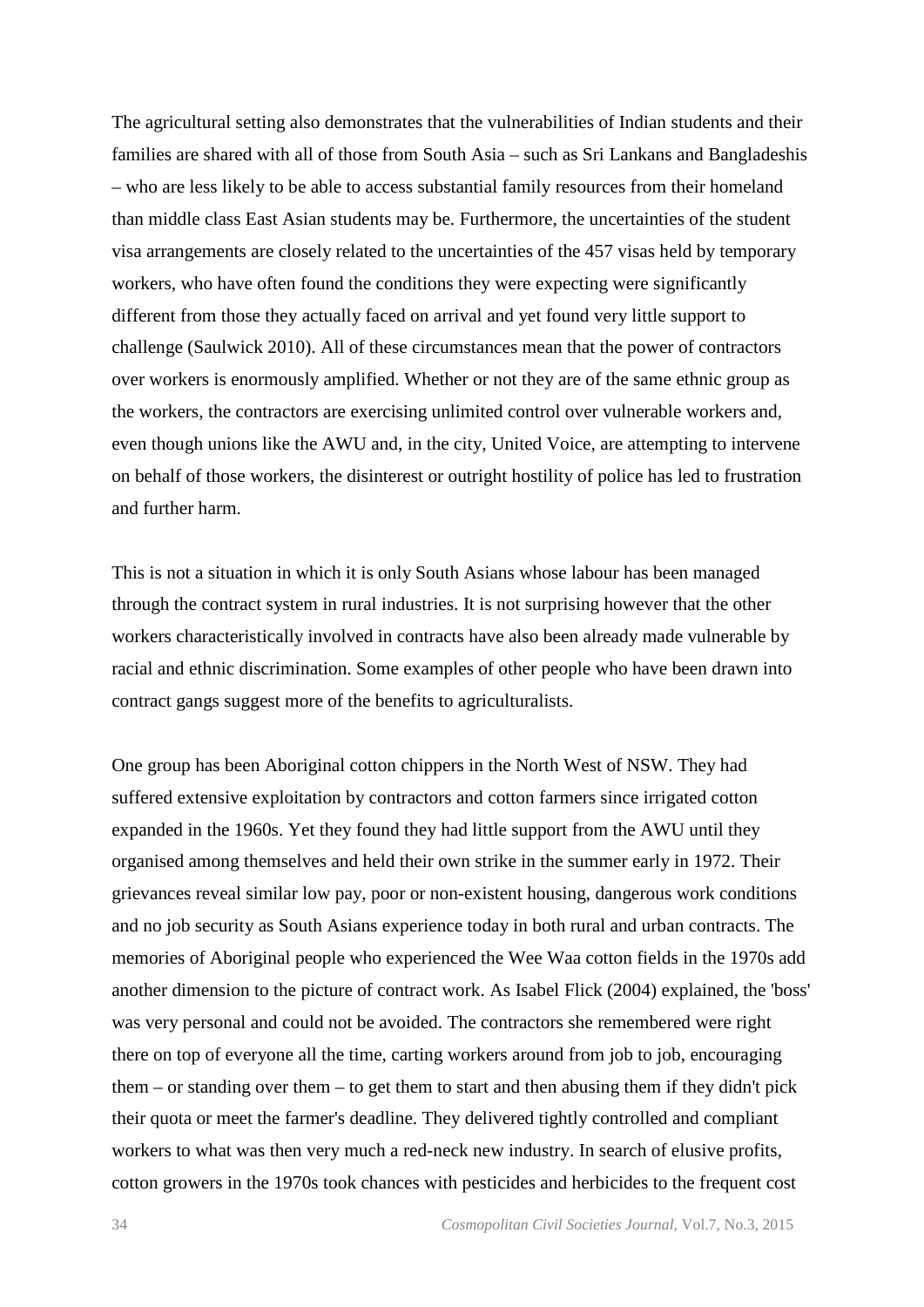The agricultural setting also demonstrates that the vulnerabilities of Indian students and their families are shared with all of those from South Asia – such as Sri Lankans and Bangladeshis – who are less likely to be able to access substantial family resources from their homeland than middle class East Asian students may be. Furthermore, the uncertainties of the student visa arrangements are closely related to the uncertainties of the 457 visas held by temporary workers, who have often found the conditions they were expecting were significantly different from those they actually faced on arrival and yet found very little support to challenge (Saulwick 2010). All of these circumstances mean that the power of contractors over workers is enormously amplified. Whether or not they are of the same ethnic group as the workers, the contractors are exercising unlimited control over vulnerable workers and, even though unions like the AWU and, in the city, United Voice, are attempting to intervene on behalf of those workers, the disinterest or outright hostility of police has led to frustration and further harm.

This is not a situation in which it is only South Asians whose labour has been managed through the contract system in rural industries. It is not surprising however that the other workers characteristically involved in contracts have also been already made vulnerable by racial and ethnic discrimination. Some examples of other people who have been drawn into contract gangs suggest more of the benefits to agriculturalists.

One group has been Aboriginal cotton chippers in the North West of NSW. They had suffered extensive exploitation by contractors and cotton farmers since irrigated cotton expanded in the 1960s. Yet they found they had little support from the AWU until they organised among themselves and held their own strike in the summer early in 1972. Their grievances reveal similar low pay, poor or non-existent housing, dangerous work conditions and no job security as South Asians experience today in both rural and urban contracts. The memories of Aboriginal people who experienced the Wee Waa cotton fields in the 1970s add another dimension to the picture of contract work. As Isabel Flick (2004) explained, the 'boss' was very personal and could not be avoided. The contractors she remembered were right there on top of everyone all the time, carting workers around from job to job, encouraging them – or standing over them – to get them to start and then abusing them if they didn't pick their quota or meet the farmer's deadline. They delivered tightly controlled and compliant workers to what was then very much a red-neck new industry. In search of elusive profits, cotton growers in the 1970s took chances with pesticides and herbicides to the frequent cost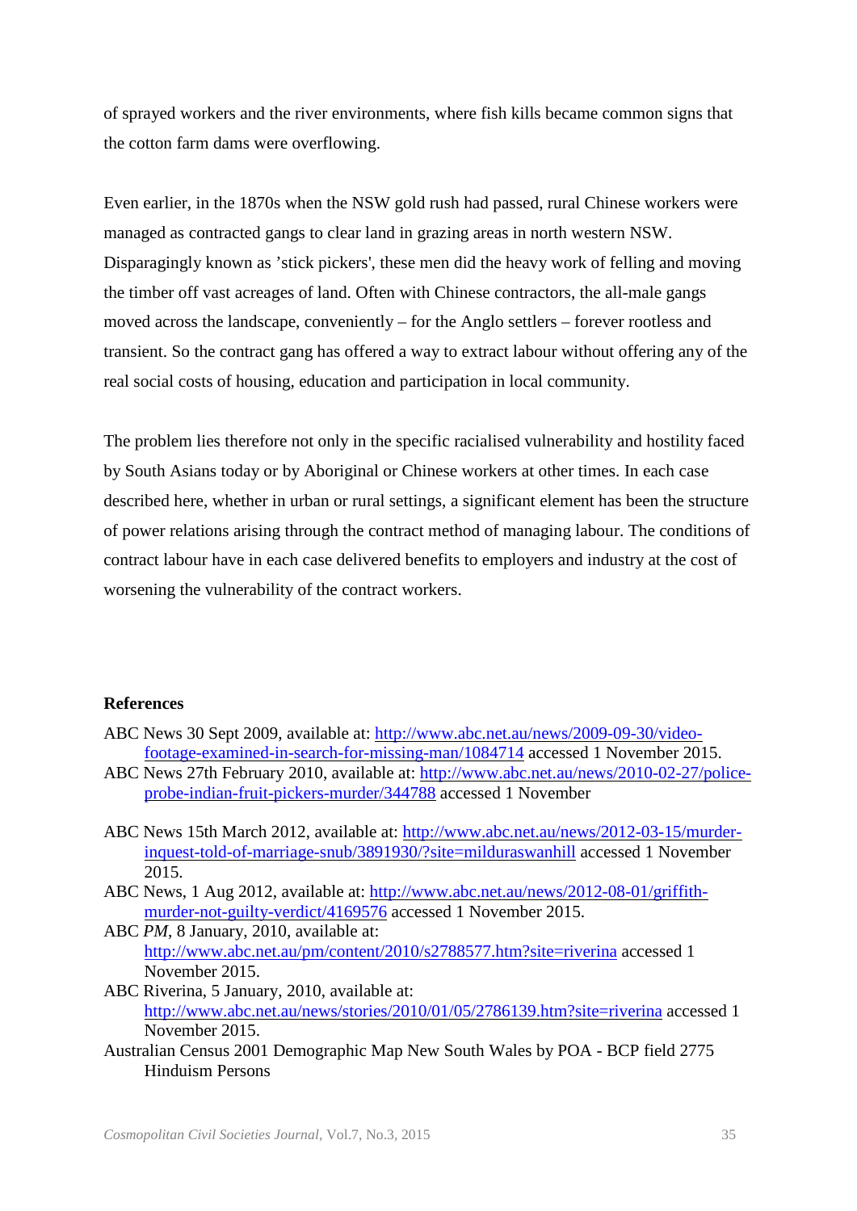of sprayed workers and the river environments, where fish kills became common signs that the cotton farm dams were overflowing.

Even earlier, in the 1870s when the NSW gold rush had passed, rural Chinese workers were managed as contracted gangs to clear land in grazing areas in north western NSW. Disparagingly known as ’stick pickers', these men did the heavy work of felling and moving the timber off vast acreages of land. Often with Chinese contractors, the all-male gangs moved across the landscape, conveniently – for the Anglo settlers – forever rootless and transient. So the contract gang has offered a way to extract labour without offering any of the real social costs of housing, education and participation in local community.

The problem lies therefore not only in the specific racialised vulnerability and hostility faced by South Asians today or by Aboriginal or Chinese workers at other times. In each case described here, whether in urban or rural settings, a significant element has been the structure of power relations arising through the contract method of managing labour. The conditions of contract labour have in each case delivered benefits to employers and industry at the cost of worsening the vulnerability of the contract workers.

## References

ABC News 30 Sept 2009, available at: http://www.abc.net.au/news/2009-09-30/video-footage-examined-in-search-for-missing-man/1084714 accessed 1 November 2015.

ABC News 27th February 2010, available at: http://www.abc.net.au/news/2010-02-27/police-probe-indian-fruit-pickers-murder/344788 accessed 1 November

ABC News 15th March 2012, available at: http://www.abc.net.au/news/2012-03-15/murder-inquest-told-of-marriage-snub/3891930/?site=milduraswanhill accessed 1 November 2015.

ABC News, 1 Aug 2012, available at: http://www.abc.net.au/news/2012-08-01/griffith-murder-not-guilty-verdict/4169576 accessed 1 November 2015.

ABC *PM*, 8 January, 2010, available at: http://www.abc.net.au/pm/content/2010/s2788577.htm?site=riverina accessed 1 November 2015.

ABC Riverina, 5 January, 2010, available at: http://www.abc.net.au/news/stories/2010/01/05/2786139.htm?site=riverina accessed 1 November 2015.

Australian Census 2001 Demographic Map New South Wales by POA - BCP field 2775 Hinduism Persons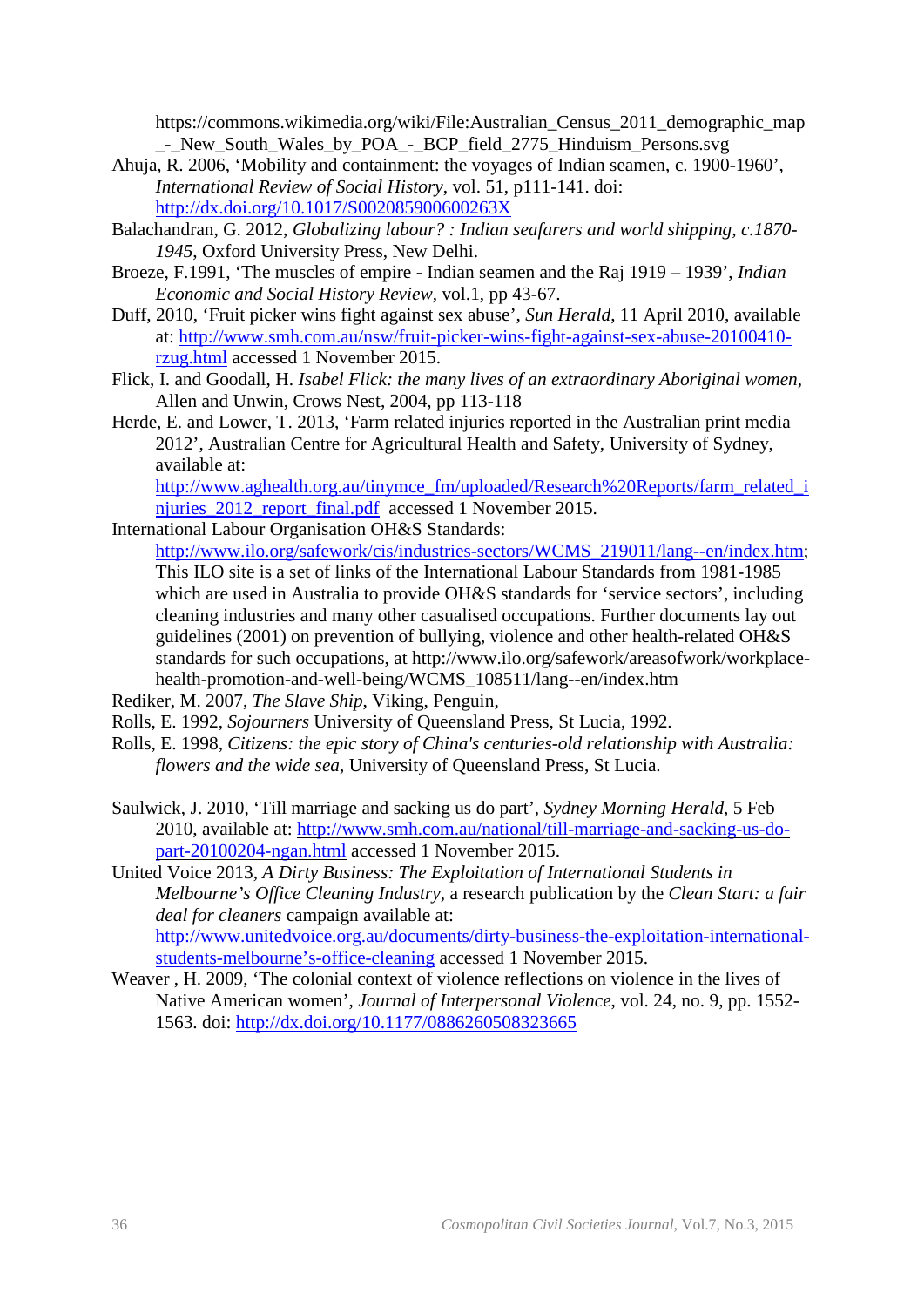https://commons.wikimedia.org/wiki/File:Australian_Census_2011_demographic_map_-_New_South_Wales_by_POA_-_BCP_field_2775_Hinduism_Persons.svg

Ahuja, R. 2006, 'Mobility and containment: the voyages of Indian seamen, c. 1900-1960', *International Review of Social History*, vol. 51, p111-141. doi: http://dx.doi.org/10.1017/S002085900600263X

Balachandran, G. 2012, *Globalizing labour? : Indian seafarers and world shipping, c.1870-1945*, Oxford University Press, New Delhi.

Broeze, F.1991, 'The muscles of empire - Indian seamen and the Raj 1919 – 1939', *Indian Economic and Social History Review*, vol.1, pp 43-67.

Duff, 2010, 'Fruit picker wins fight against sex abuse', *Sun Herald*, 11 April 2010, available at: http://www.smh.com.au/nsw/fruit-picker-wins-fight-against-sex-abuse-20100410-rzug.html accessed 1 November 2015.

Flick, I. and Goodall, H. *Isabel Flick: the many lives of an extraordinary Aboriginal women*, Allen and Unwin, Crows Nest, 2004, pp 113-118

Herde, E. and Lower, T. 2013, 'Farm related injuries reported in the Australian print media 2012', Australian Centre for Agricultural Health and Safety, University of Sydney, available at: http://www.aghealth.org.au/tinymce_fm/uploaded/Research%20Reports/farm_related_injuries_2012_report_final.pdf accessed 1 November 2015.

International Labour Organisation OH&S Standards: http://www.ilo.org/safework/cis/industries-sectors/WCMS_219011/lang--en/index.htm; This ILO site is a set of links of the International Labour Standards from 1981-1985 which are used in Australia to provide OH&S standards for 'service sectors', including cleaning industries and many other casualised occupations. Further documents lay out guidelines (2001) on prevention of bullying, violence and other health-related OH&S standards for such occupations, at http://www.ilo.org/safework/areasofwork/workplace-health-promotion-and-well-being/WCMS_108511/lang--en/index.htm

Rediker, M. 2007, *The Slave Ship*, Viking, Penguin,

Rolls, E. 1992, *Sojourners* University of Queensland Press, St Lucia, 1992.

Rolls, E. 1998, *Citizens: the epic story of China's centuries-old relationship with Australia: flowers and the wide sea,* University of Queensland Press, St Lucia.

Saulwick, J. 2010, 'Till marriage and sacking us do part', *Sydney Morning Herald*, 5 Feb 2010, available at: http://www.smh.com.au/national/till-marriage-and-sacking-us-do-part-20100204-ngan.html accessed 1 November 2015.

United Voice 2013, *A Dirty Business: The Exploitation of International Students in Melbourne's Office Cleaning Industry*, a research publication by the *Clean Start: a fair deal for cleaners* campaign available at: http://www.unitedvoice.org.au/documents/dirty-business-the-exploitation-international-students-melbourne's-office-cleaning accessed 1 November 2015.

Weaver , H. 2009, 'The colonial context of violence reflections on violence in the lives of Native American women', *Journal of Interpersonal Violence*, vol. 24, no. 9, pp. 1552-1563. doi: http://dx.doi.org/10.1177/0886260508323665